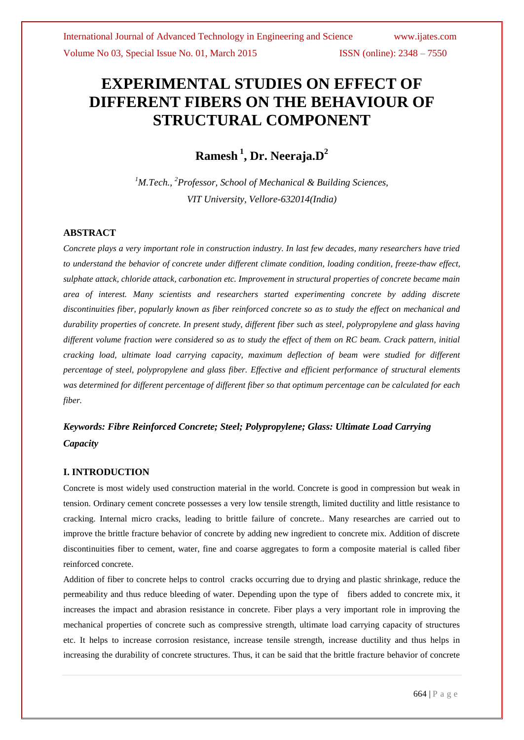# EXPERIMENTAL STUDIES ON EFFECT OF DIFFERENT FIBERS ON THE BEHAVIOUR OF STRUCTURAL COMPONENT

**Ramesh [1], Dr. Neeraja.D[2]**

*[1]M.Tech., [2]Professor, School of Mechanical & Building Sciences, VIT University, Vellore-632014(India)*

## ABSTRACT

*Concrete plays a very important role in construction industry. In last few decades, many researchers have tried to understand the behavior of concrete under different climate condition, loading condition, freeze-thaw effect, sulphate attack, chloride attack, carbonation etc. Improvement in structural properties of concrete became main area of interest. Many scientists and researchers started experimenting concrete by adding discrete discontinuities fiber, popularly known as fiber reinforced concrete so as to study the effect on mechanical and durability properties of concrete. In present study, different fiber such as steel, polypropylene and glass having different volume fraction were considered so as to study the effect of them on RC beam. Crack pattern, initial cracking load, ultimate load carrying capacity, maximum deflection of beam were studied for different percentage of steel, polypropylene and glass fiber. Effective and efficient performance of structural elements was determined for different percentage of different fiber so that optimum percentage can be calculated for each fiber.*

***Keywords: Fibre Reinforced Concrete; Steel; Polypropylene; Glass: Ultimate Load Carrying Capacity***

## I. INTRODUCTION

Concrete is most widely used construction material in the world. Concrete is good in compression but weak in tension. Ordinary cement concrete possesses a very low tensile strength, limited ductility and little resistance to cracking. Internal micro cracks, leading to brittle failure of concrete.. Many researches are carried out to improve the brittle fracture behavior of concrete by adding new ingredient to concrete mix. Addition of discrete discontinuities fiber to cement, water, fine and coarse aggregates to form a composite material is called fiber reinforced concrete.

Addition of fiber to concrete helps to control cracks occurring due to drying and plastic shrinkage, reduce the permeability and thus reduce bleeding of water. Depending upon the type of fibers added to concrete mix, it increases the impact and abrasion resistance in concrete. Fiber plays a very important role in improving the mechanical properties of concrete such as compressive strength, ultimate load carrying capacity of structures etc. It helps to increase corrosion resistance, increase tensile strength, increase ductility and thus helps in increasing the durability of concrete structures. Thus, it can be said that the brittle fracture behavior of concrete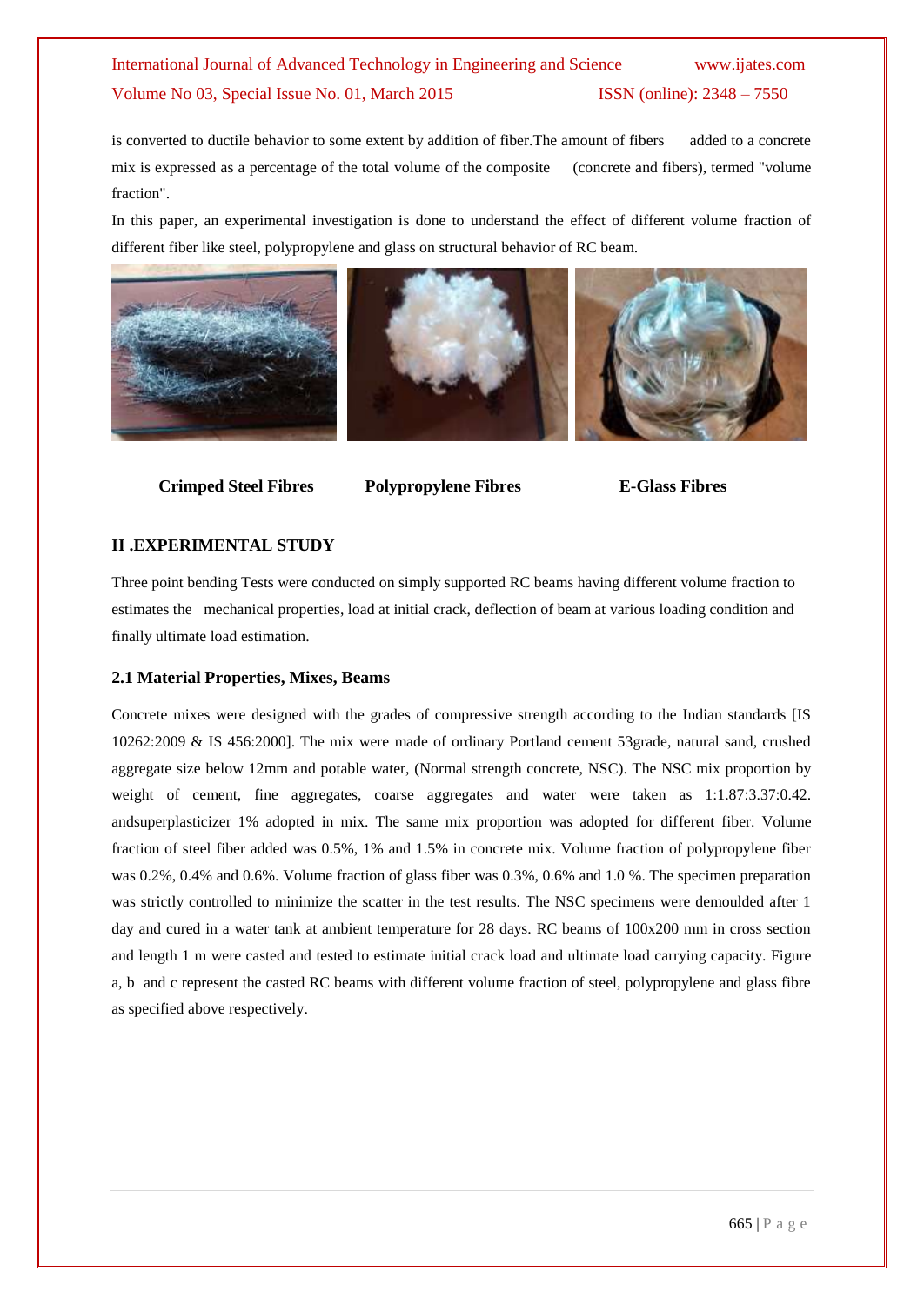is converted to ductile behavior to some extent by addition of fiber.The amount of fibers added to a concrete mix is expressed as a percentage of the total volume of the composite (concrete and fibers), termed "volume fraction".

In this paper, an experimental investigation is done to understand the effect of different volume fraction of different fiber like steel, polypropylene and glass on structural behavior of RC beam.

**Crimped Steel Fibres** **Polypropylene Fibres** **E-Glass Fibres**

## II .EXPERIMENTAL STUDY

Three point bending Tests were conducted on simply supported RC beams having different volume fraction to estimates the mechanical properties, load at initial crack, deflection of beam at various loading condition and finally ultimate load estimation.

### 2.1 Material Properties, Mixes, Beams

Concrete mixes were designed with the grades of compressive strength according to the Indian standards [IS 10262:2009 & IS 456:2000]. The mix were made of ordinary Portland cement 53grade, natural sand, crushed aggregate size below 12mm and potable water, (Normal strength concrete, NSC). The NSC mix proportion by weight of cement, fine aggregates, coarse aggregates and water were taken as 1:1.87:3.37:0.42. andsuperplasticizer 1% adopted in mix. The same mix proportion was adopted for different fiber. Volume fraction of steel fiber added was 0.5%, 1% and 1.5% in concrete mix. Volume fraction of polypropylene fiber was 0.2%, 0.4% and 0.6%. Volume fraction of glass fiber was 0.3%, 0.6% and 1.0 %. The specimen preparation was strictly controlled to minimize the scatter in the test results. The NSC specimens were demoulded after 1 day and cured in a water tank at ambient temperature for 28 days. RC beams of 100x200 mm in cross section and length 1 m were casted and tested to estimate initial crack load and ultimate load carrying capacity. Figure a, b and c represent the casted RC beams with different volume fraction of steel, polypropylene and glass fibre as specified above respectively.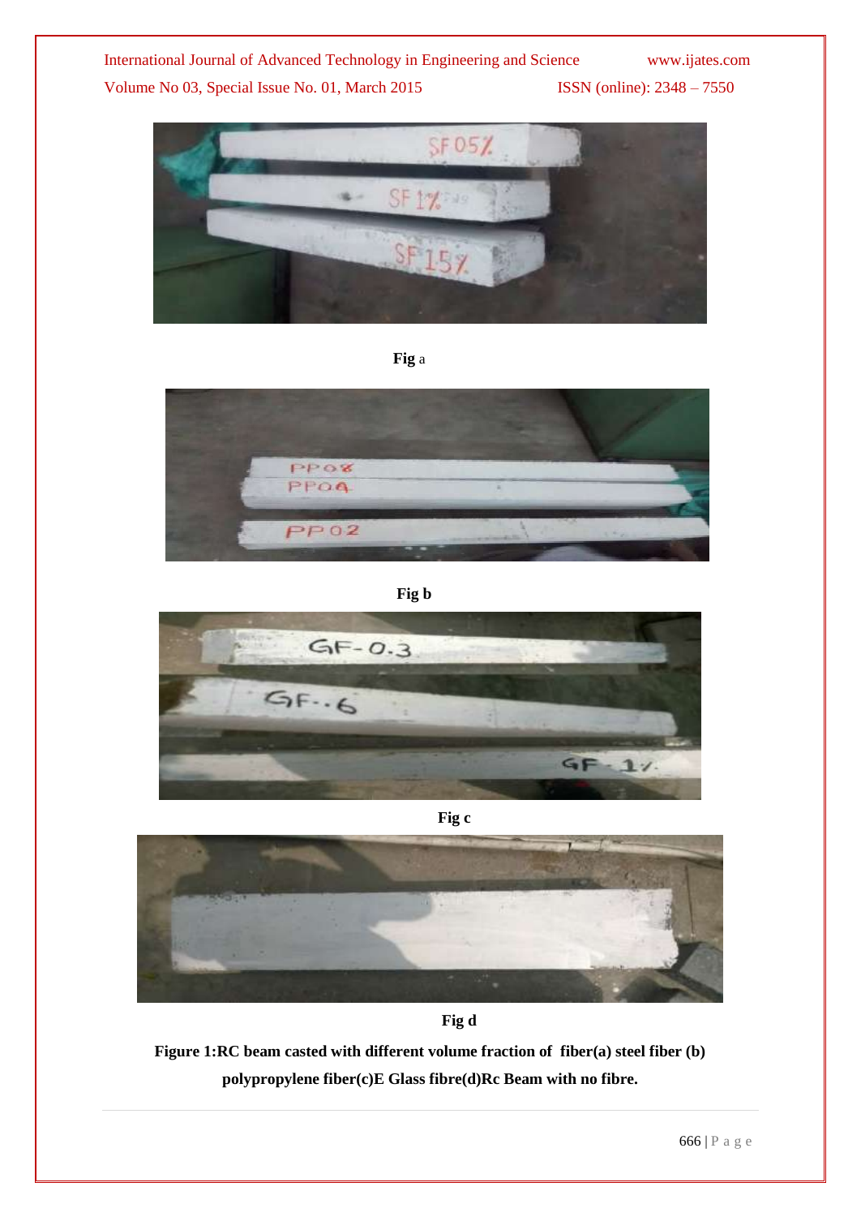Fig a

Fig b

Fig c

Fig d

**Figure 1:RC beam casted with different volume fraction of fiber(a) steel fiber (b) polypropylene fiber(c)E Glass fibre(d)Rc Beam with no fibre.**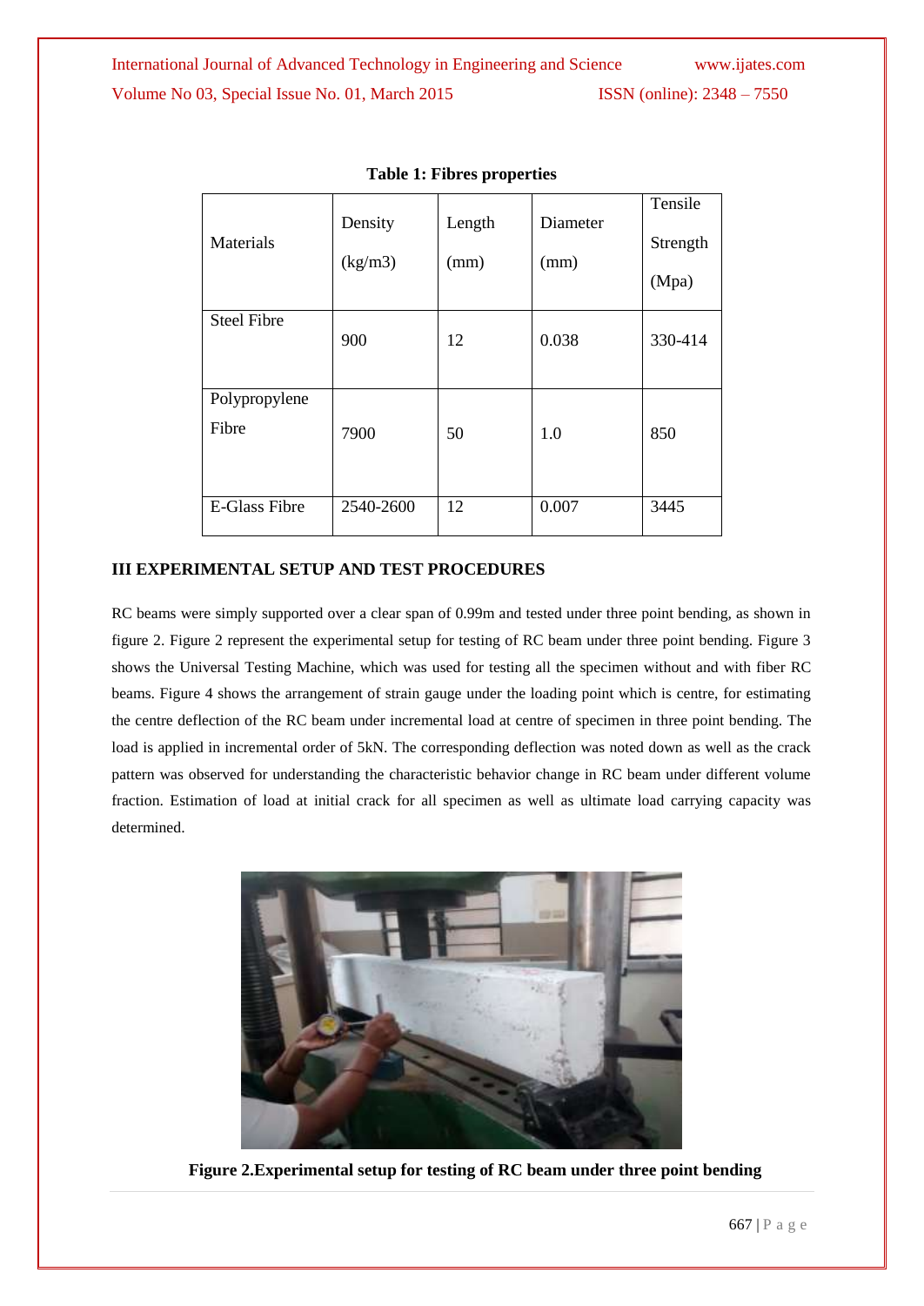**Table 1: Fibres properties**

| Materials | Density (kg/m3) | Length (mm) | Diameter (mm) | Tensile Strength (Mpa) |
|---|---|---|---|---|
| Steel Fibre | 900 | 12 | 0.038 | 330-414 |
| Polypropylene Fibre | 7900 | 50 | 1.0 | 850 |
| E-Glass Fibre | 2540-2600 | 12 | 0.007 | 3445 |

## III EXPERIMENTAL SETUP AND TEST PROCEDURES

RC beams were simply supported over a clear span of 0.99m and tested under three point bending, as shown in figure 2. Figure 2 represent the experimental setup for testing of RC beam under three point bending. Figure 3 shows the Universal Testing Machine, which was used for testing all the specimen without and with fiber RC beams. Figure 4 shows the arrangement of strain gauge under the loading point which is centre, for estimating the centre deflection of the RC beam under incremental load at centre of specimen in three point bending. The load is applied in incremental order of 5kN. The corresponding deflection was noted down as well as the crack pattern was observed for understanding the characteristic behavior change in RC beam under different volume fraction. Estimation of load at initial crack for all specimen as well as ultimate load carrying capacity was determined.

**Figure 2.Experimental setup for testing of RC beam under three point bending**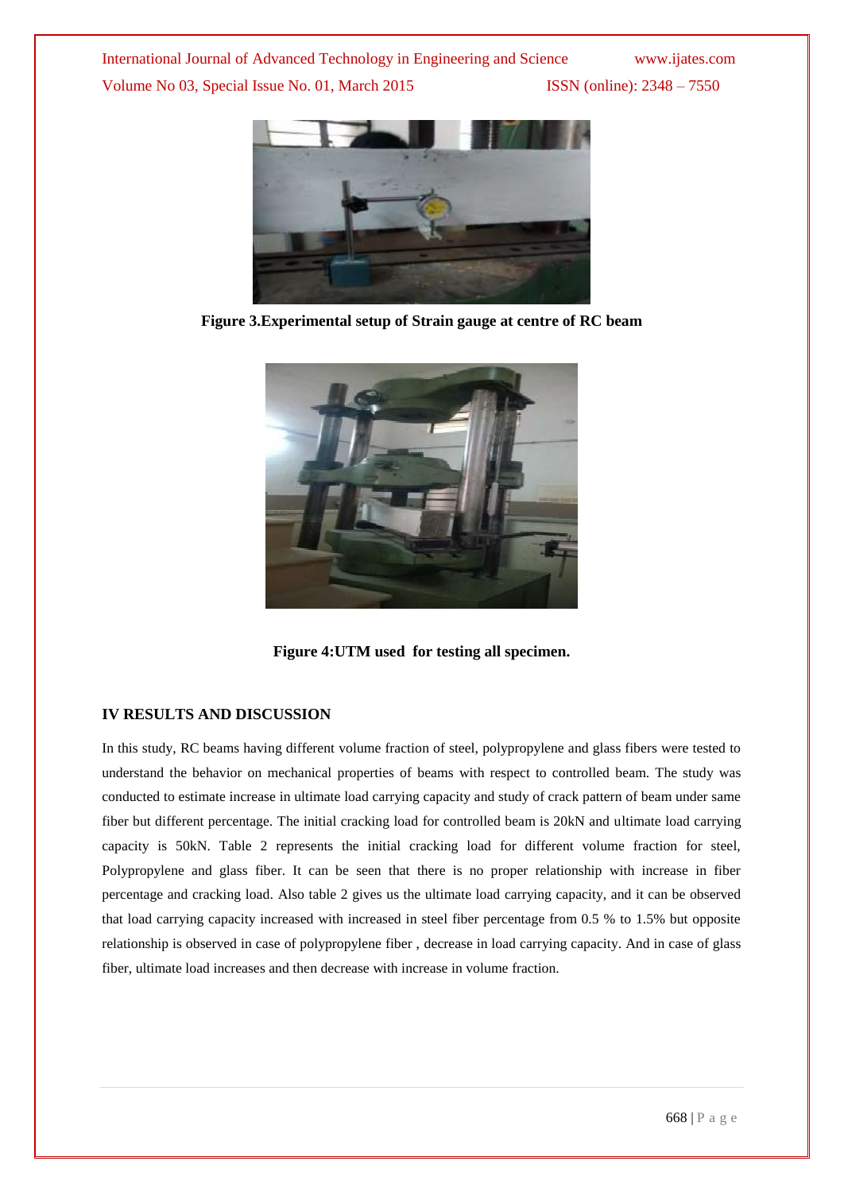Figure 3.Experimental setup of Strain gauge at centre of RC beam

Figure 4:UTM used for testing all specimen.

## IV RESULTS AND DISCUSSION

In this study, RC beams having different volume fraction of steel, polypropylene and glass fibers were tested to understand the behavior on mechanical properties of beams with respect to controlled beam. The study was conducted to estimate increase in ultimate load carrying capacity and study of crack pattern of beam under same fiber but different percentage. The initial cracking load for controlled beam is 20kN and ultimate load carrying capacity is 50kN. Table 2 represents the initial cracking load for different volume fraction for steel, Polypropylene and glass fiber. It can be seen that there is no proper relationship with increase in fiber percentage and cracking load. Also table 2 gives us the ultimate load carrying capacity, and it can be observed that load carrying capacity increased with increased in steel fiber percentage from 0.5 % to 1.5% but opposite relationship is observed in case of polypropylene fiber , decrease in load carrying capacity. And in case of glass fiber, ultimate load increases and then decrease with increase in volume fraction.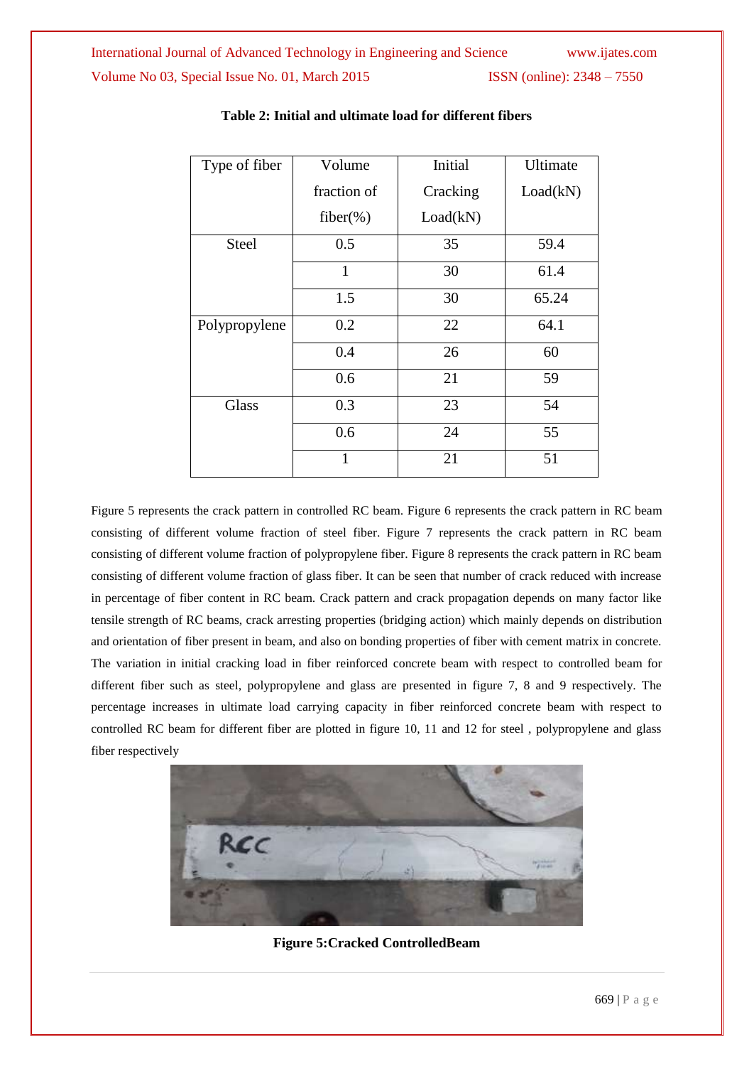**Table 2: Initial and ultimate load for different fibers**

| Type of fiber | Volume fraction of fiber(%) | Initial Cracking Load(kN) | Ultimate Load(kN) |
|---|---|---|---|
| Steel | 0.5 | 35 | 59.4 |
| | 1 | 30 | 61.4 |
| | 1.5 | 30 | 65.24 |
| Polypropylene | 0.2 | 22 | 64.1 |
| | 0.4 | 26 | 60 |
| | 0.6 | 21 | 59 |
| Glass | 0.3 | 23 | 54 |
| | 0.6 | 24 | 55 |
| | 1 | 21 | 51 |

Figure 5 represents the crack pattern in controlled RC beam. Figure 6 represents the crack pattern in RC beam consisting of different volume fraction of steel fiber. Figure 7 represents the crack pattern in RC beam consisting of different volume fraction of polypropylene fiber. Figure 8 represents the crack pattern in RC beam consisting of different volume fraction of glass fiber. It can be seen that number of crack reduced with increase in percentage of fiber content in RC beam. Crack pattern and crack propagation depends on many factor like tensile strength of RC beams, crack arresting properties (bridging action) which mainly depends on distribution and orientation of fiber present in beam, and also on bonding properties of fiber with cement matrix in concrete. The variation in initial cracking load in fiber reinforced concrete beam with respect to controlled beam for different fiber such as steel, polypropylene and glass are presented in figure 7, 8 and 9 respectively. The percentage increases in ultimate load carrying capacity in fiber reinforced concrete beam with respect to controlled RC beam for different fiber are plotted in figure 10, 11 and 12 for steel , polypropylene and glass fiber respectively

**Figure 5:Cracked ControlledBeam**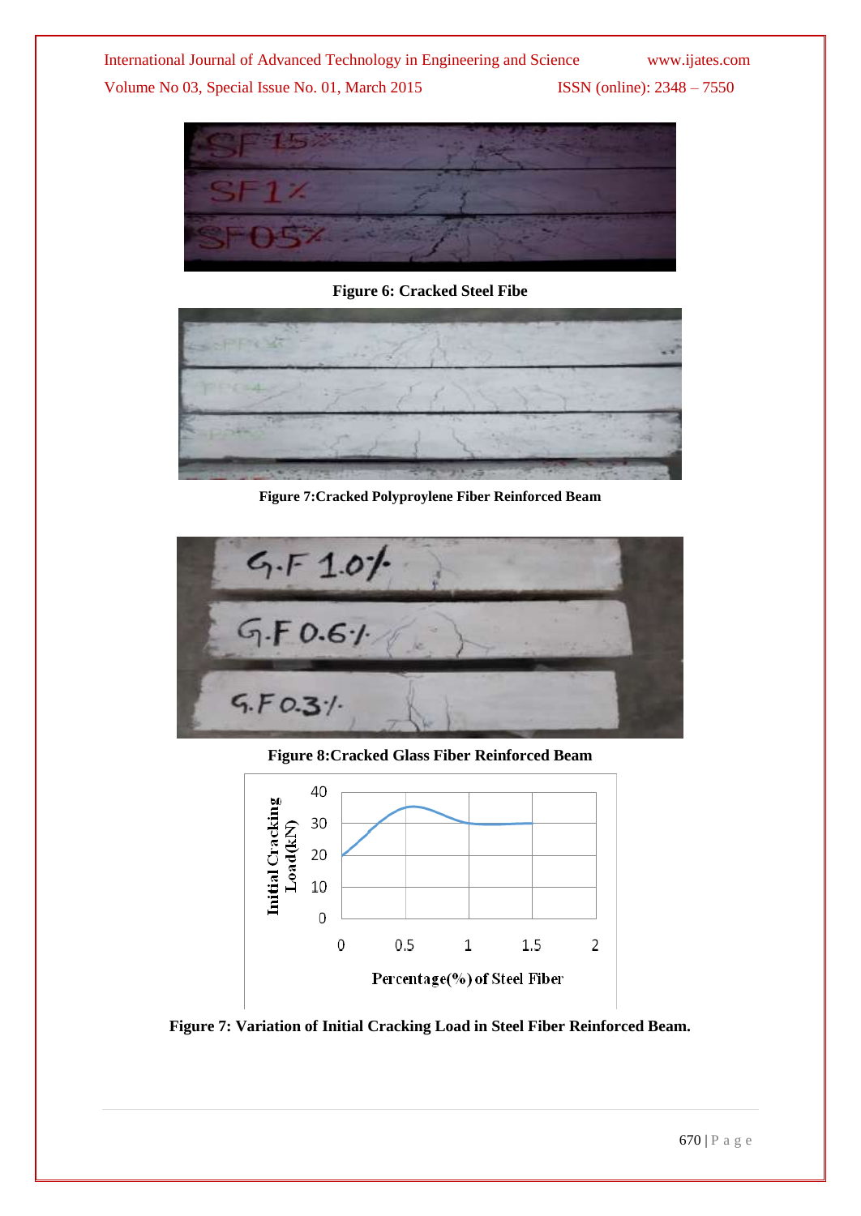Figure 6: Cracked Steel Fibe

Figure 7:Cracked Polyproylene Fiber Reinforced Beam

Figure 8:Cracked Glass Fiber Reinforced Beam

Figure 7: Variation of Initial Cracking Load in Steel Fiber Reinforced Beam.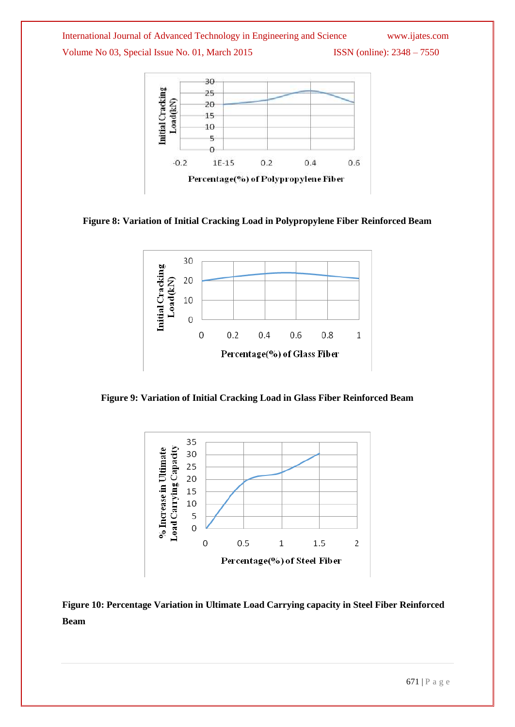Figure 8: Variation of Initial Cracking Load in Polypropylene Fiber Reinforced Beam

Figure 9: Variation of Initial Cracking Load in Glass Fiber Reinforced Beam

Figure 10: Percentage Variation in Ultimate Load Carrying capacity in Steel Fiber Reinforced Beam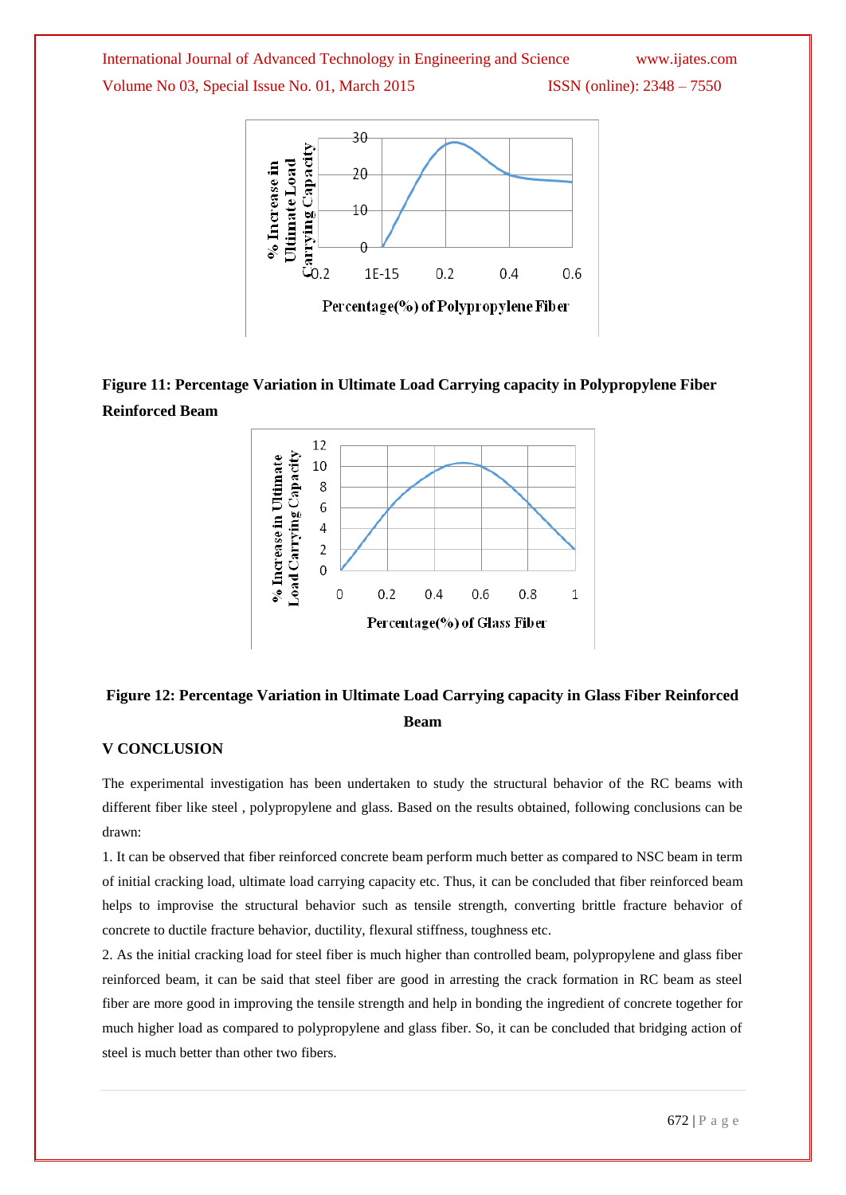**Figure 11: Percentage Variation in Ultimate Load Carrying capacity in Polypropylene Fiber Reinforced Beam**

**Figure 12: Percentage Variation in Ultimate Load Carrying capacity in Glass Fiber Reinforced Beam**

## V CONCLUSION

The experimental investigation has been undertaken to study the structural behavior of the RC beams with different fiber like steel , polypropylene and glass. Based on the results obtained, following conclusions can be drawn:

1. It can be observed that fiber reinforced concrete beam perform much better as compared to NSC beam in term of initial cracking load, ultimate load carrying capacity etc. Thus, it can be concluded that fiber reinforced beam helps to improvise the structural behavior such as tensile strength, converting brittle fracture behavior of concrete to ductile fracture behavior, ductility, flexural stiffness, toughness etc.

2. As the initial cracking load for steel fiber is much higher than controlled beam, polypropylene and glass fiber reinforced beam, it can be said that steel fiber are good in arresting the crack formation in RC beam as steel fiber are more good in improving the tensile strength and help in bonding the ingredient of concrete together for much higher load as compared to polypropylene and glass fiber. So, it can be concluded that bridging action of steel is much better than other two fibers.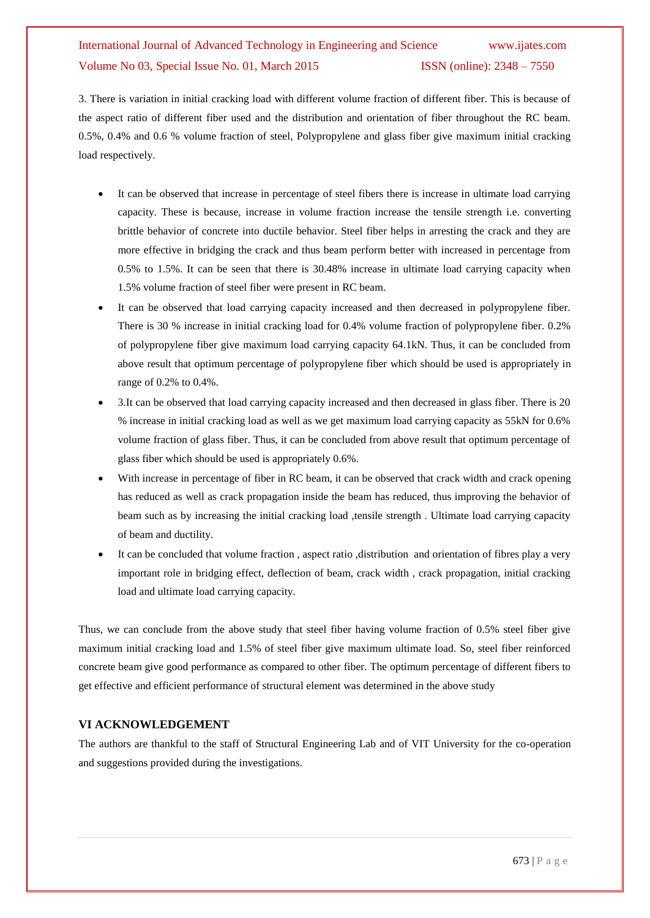3. There is variation in initial cracking load with different volume fraction of different fiber. This is because of the aspect ratio of different fiber used and the distribution and orientation of fiber throughout the RC beam. 0.5%, 0.4% and 0.6 % volume fraction of steel, Polypropylene and glass fiber give maximum initial cracking load respectively.

- It can be observed that increase in percentage of steel fibers there is increase in ultimate load carrying capacity. These is because, increase in volume fraction increase the tensile strength i.e. converting brittle behavior of concrete into ductile behavior. Steel fiber helps in arresting the crack and they are more effective in bridging the crack and thus beam perform better with increased in percentage from 0.5% to 1.5%. It can be seen that there is 30.48% increase in ultimate load carrying capacity when 1.5% volume fraction of steel fiber were present in RC beam.
- It can be observed that load carrying capacity increased and then decreased in polypropylene fiber. There is 30 % increase in initial cracking load for 0.4% volume fraction of polypropylene fiber. 0.2% of polypropylene fiber give maximum load carrying capacity 64.1kN. Thus, it can be concluded from above result that optimum percentage of polypropylene fiber which should be used is appropriately in range of 0.2% to 0.4%.
- 3.It can be observed that load carrying capacity increased and then decreased in glass fiber. There is 20 % increase in initial cracking load as well as we get maximum load carrying capacity as 55kN for 0.6% volume fraction of glass fiber. Thus, it can be concluded from above result that optimum percentage of glass fiber which should be used is appropriately 0.6%.
- With increase in percentage of fiber in RC beam, it can be observed that crack width and crack opening has reduced as well as crack propagation inside the beam has reduced, thus improving the behavior of beam such as by increasing the initial cracking load ,tensile strength . Ultimate load carrying capacity of beam and ductility.
- It can be concluded that volume fraction , aspect ratio ,distribution and orientation of fibres play a very important role in bridging effect, deflection of beam, crack width , crack propagation, initial cracking load and ultimate load carrying capacity.

Thus, we can conclude from the above study that steel fiber having volume fraction of 0.5% steel fiber give maximum initial cracking load and 1.5% of steel fiber give maximum ultimate load. So, steel fiber reinforced concrete beam give good performance as compared to other fiber. The optimum percentage of different fibers to get effective and efficient performance of structural element was determined in the above study

## VI ACKNOWLEDGEMENT

The authors are thankful to the staff of Structural Engineering Lab and of VIT University for the co-operation and suggestions provided during the investigations.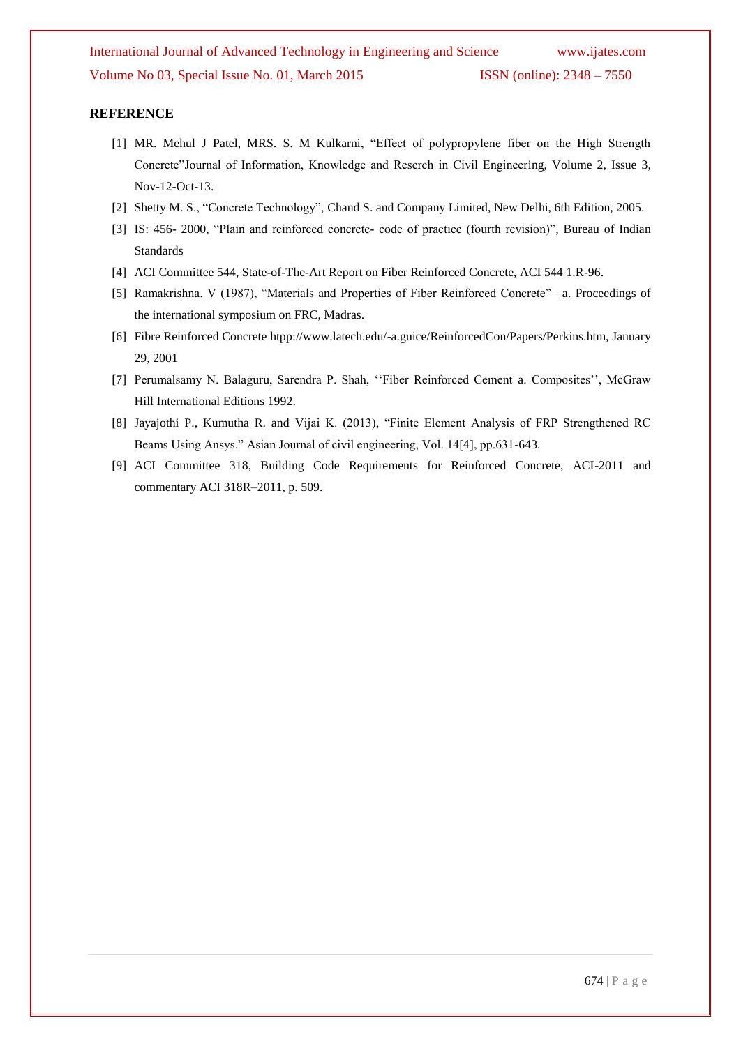## REFERENCE

[1] MR. Mehul J Patel, MRS. S. M Kulkarni, "Effect of polypropylene fiber on the High Strength Concrete"Journal of Information, Knowledge and Reserch in Civil Engineering, Volume 2, Issue 3, Nov-12-Oct-13.

[2] Shetty M. S., "Concrete Technology", Chand S. and Company Limited, New Delhi, 6th Edition, 2005.

[3] IS: 456- 2000, "Plain and reinforced concrete- code of practice (fourth revision)", Bureau of Indian Standards

[4] ACI Committee 544, State-of-The-Art Report on Fiber Reinforced Concrete, ACI 544 1.R-96.

[5] Ramakrishna. V (1987), "Materials and Properties of Fiber Reinforced Concrete" –a. Proceedings of the international symposium on FRC, Madras.

[6] Fibre Reinforced Concrete htpp://www.latech.edu/-a.guice/ReinforcedCon/Papers/Perkins.htm, January 29, 2001

[7] Perumalsamy N. Balaguru, Sarendra P. Shah, ''Fiber Reinforced Cement a. Composites'', McGraw Hill International Editions 1992.

[8] Jayajothi P., Kumutha R. and Vijai K. (2013), "Finite Element Analysis of FRP Strengthened RC Beams Using Ansys." Asian Journal of civil engineering, Vol. 14[4], pp.631-643.

[9] ACI Committee 318, Building Code Requirements for Reinforced Concrete, ACI-2011 and commentary ACI 318R–2011, p. 509.